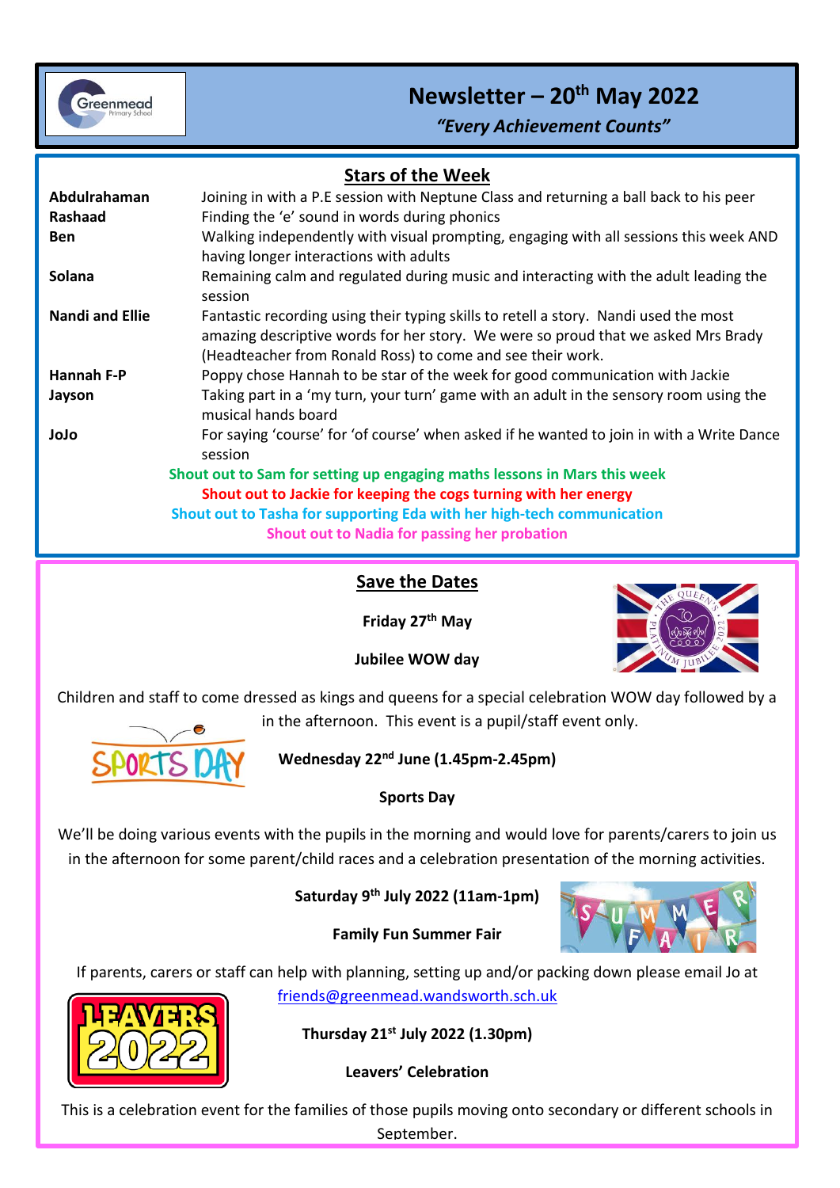# Newsletter – 20th May 2022

***"Every Achievement Counts"***

## Stars of the Week

| | |
|---|---|
| **Abdulrahaman** | Joining in with a P.E session with Neptune Class and returning a ball back to his peer |
| **Rashaad** | Finding the 'e' sound in words during phonics |
| **Ben** | Walking independently with visual prompting, engaging with all sessions this week AND having longer interactions with adults |
| **Solana** | Remaining calm and regulated during music and interacting with the adult leading the session |
| **Nandi and Ellie** | Fantastic recording using their typing skills to retell a story. Nandi used the most amazing descriptive words for her story. We were so proud that we asked Mrs Brady (Headteacher from Ronald Ross) to come and see their work. |
| **Hannah F-P** | Poppy chose Hannah to be star of the week for good communication with Jackie |
| **Jayson** | Taking part in a 'my turn, your turn' game with an adult in the sensory room using the musical hands board |
| **JoJo** | For saying 'course' for 'of course' when asked if he wanted to join in with a Write Dance session |

**Shout out to Sam for setting up engaging maths lessons in Mars this week**

**Shout out to Jackie for keeping the cogs turning with her energy**

**Shout out to Tasha for supporting Eda with her high-tech communication**

**Shout out to Nadia for passing her probation**

## Save the Dates

**Friday 27th May**

**Jubilee WOW day**

Children and staff to come dressed as kings and queens for a special celebration WOW day followed by a in the afternoon. This event is a pupil/staff event only.

**Wednesday 22nd June (1.45pm-2.45pm)**

**Sports Day**

We'll be doing various events with the pupils in the morning and would love for parents/carers to join us in the afternoon for some parent/child races and a celebration presentation of the morning activities.

**Saturday 9th July 2022 (11am-1pm)**

**Family Fun Summer Fair**

If parents, carers or staff can help with planning, setting up and/or packing down please email Jo at friends@greenmead.wandsworth.sch.uk

**Thursday 21st July 2022 (1.30pm)**

**Leavers' Celebration**

This is a celebration event for the families of those pupils moving onto secondary or different schools in September.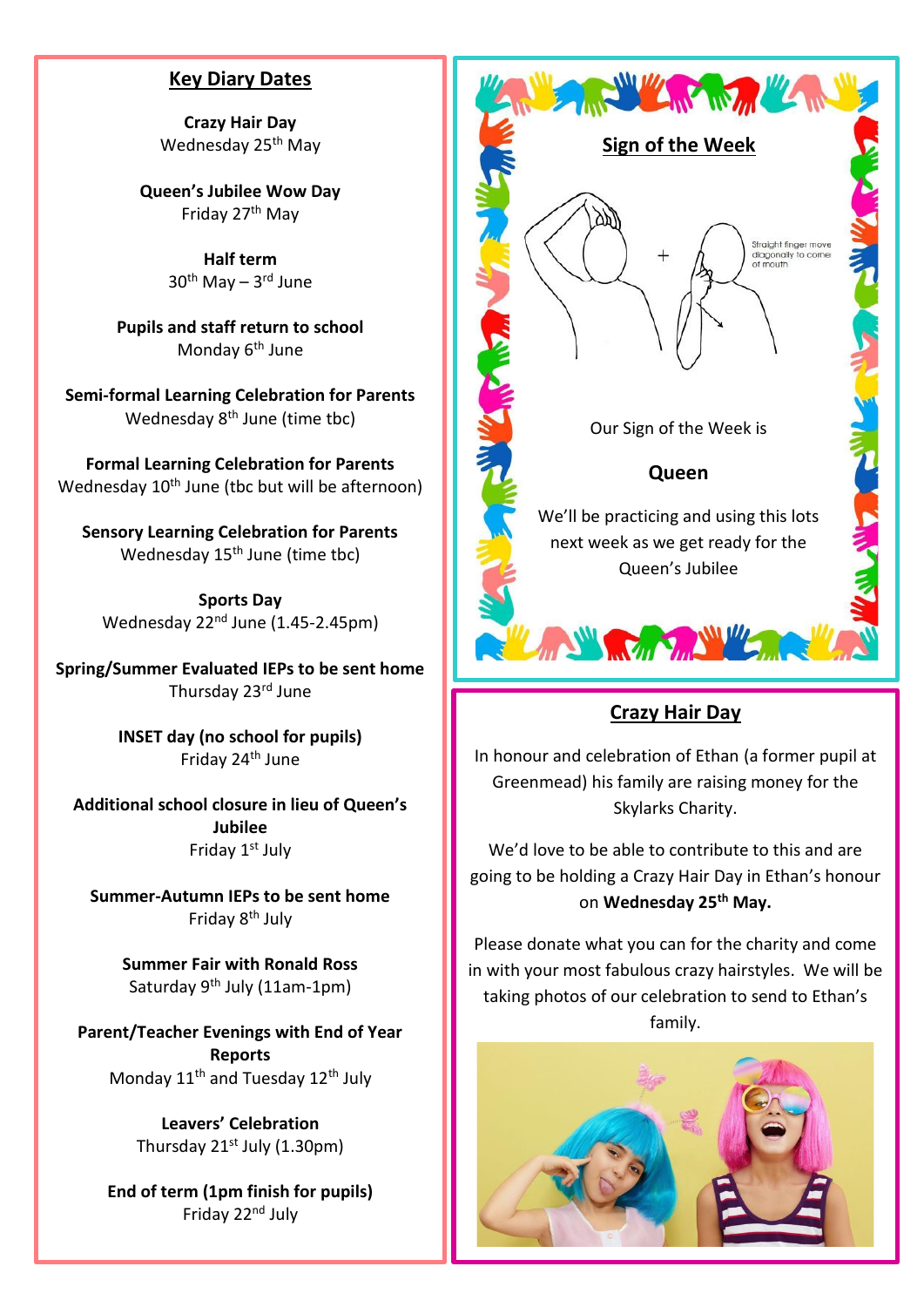## Key Diary Dates

**Crazy Hair Day**
Wednesday 25th May

**Queen's Jubilee Wow Day**
Friday 27th May

**Half term**
30th May – 3rd June

**Pupils and staff return to school**
Monday 6th June

**Semi-formal Learning Celebration for Parents**
Wednesday 8th June (time tbc)

**Formal Learning Celebration for Parents**
Wednesday 10th June (tbc but will be afternoon)

**Sensory Learning Celebration for Parents**
Wednesday 15th June (time tbc)

**Sports Day**
Wednesday 22nd June (1.45-2.45pm)

**Spring/Summer Evaluated IEPs to be sent home**
Thursday 23rd June

**INSET day (no school for pupils)**
Friday 24th June

**Additional school closure in lieu of Queen's Jubilee**
Friday 1st July

**Summer-Autumn IEPs to be sent home**
Friday 8th July

**Summer Fair with Ronald Ross**
Saturday 9th July (11am-1pm)

**Parent/Teacher Evenings with End of Year Reports**
Monday 11th and Tuesday 12th July

**Leavers' Celebration**
Thursday 21st July (1.30pm)

**End of term (1pm finish for pupils)**
Friday 22nd July

## Sign of the Week

Straight finger move diagonally to corner of mouth

Our Sign of the Week is

**Queen**

We'll be practicing and using this lots next week as we get ready for the Queen's Jubilee

## Crazy Hair Day

In honour and celebration of Ethan (a former pupil at Greenmead) his family are raising money for the Skylarks Charity.

We'd love to be able to contribute to this and are going to be holding a Crazy Hair Day in Ethan's honour on **Wednesday 25th May.**

Please donate what you can for the charity and come in with your most fabulous crazy hairstyles. We will be taking photos of our celebration to send to Ethan's family.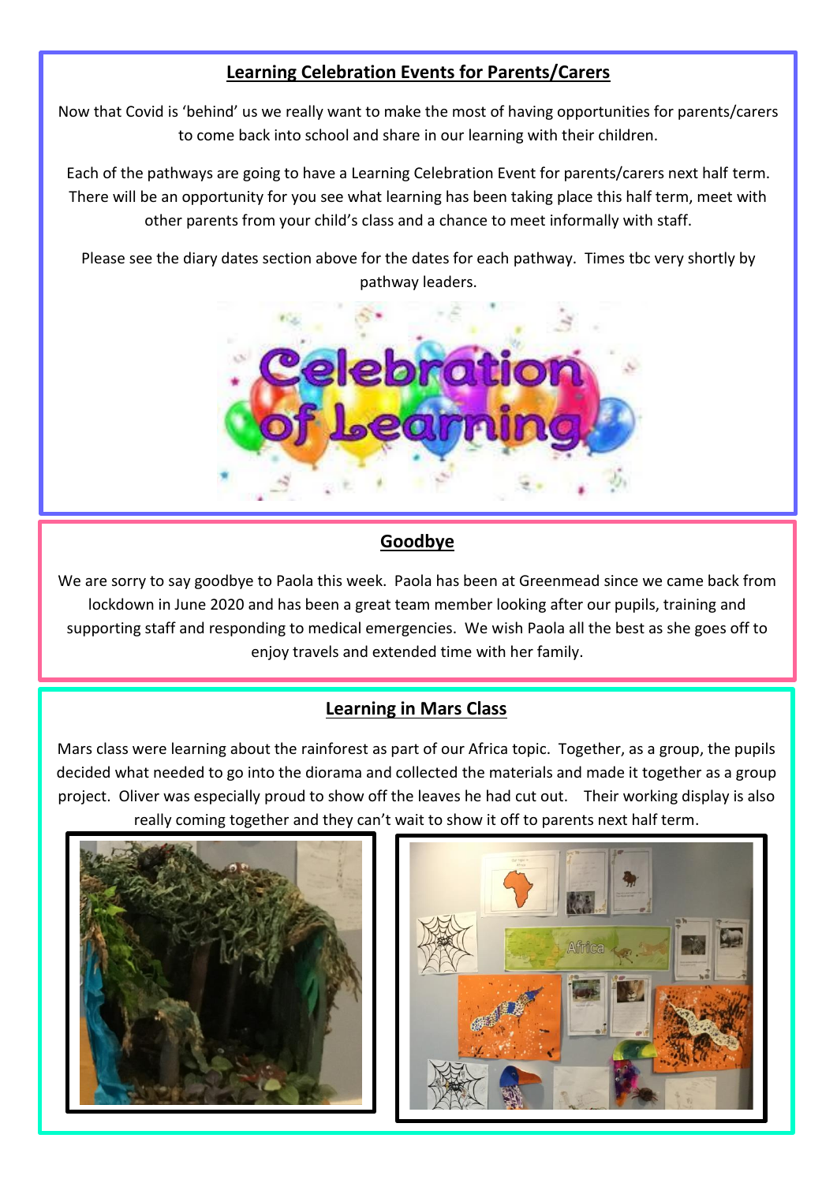## Learning Celebration Events for Parents/Carers

Now that Covid is 'behind' us we really want to make the most of having opportunities for parents/carers to come back into school and share in our learning with their children.

Each of the pathways are going to have a Learning Celebration Event for parents/carers next half term. There will be an opportunity for you see what learning has been taking place this half term, meet with other parents from your child's class and a chance to meet informally with staff.

Please see the diary dates section above for the dates for each pathway. Times tbc very shortly by pathway leaders.

## Goodbye

We are sorry to say goodbye to Paola this week. Paola has been at Greenmead since we came back from lockdown in June 2020 and has been a great team member looking after our pupils, training and supporting staff and responding to medical emergencies. We wish Paola all the best as she goes off to enjoy travels and extended time with her family.

## Learning in Mars Class

Mars class were learning about the rainforest as part of our Africa topic. Together, as a group, the pupils decided what needed to go into the diorama and collected the materials and made it together as a group project. Oliver was especially proud to show off the leaves he had cut out. Their working display is also really coming together and they can't wait to show it off to parents next half term.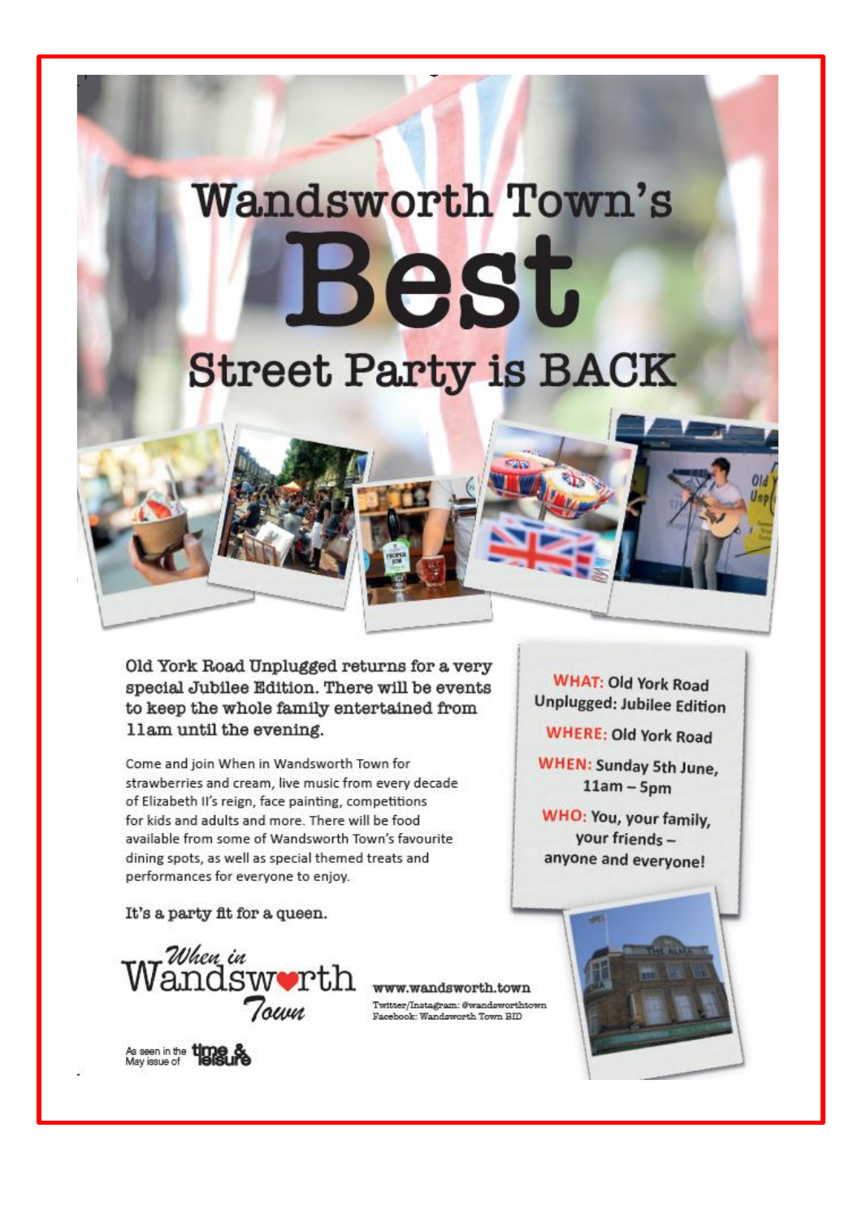# Wandsworth Town's Best Street Party is BACK

Old York Road Unplugged returns for a very special Jubilee Edition. There will be events to keep the whole family entertained from 11am until the evening.

Come and join When in Wandsworth Town for strawberries and cream, live music from every decade of Elizabeth II's reign, face painting, competitions for kids and adults and more. There will be food available from some of Wandsworth Town's favourite dining spots, as well as special themed treats and performances for everyone to enjoy.

It's a party fit for a queen.

**WHAT:** Old York Road Unplugged: Jubilee Edition

**WHERE:** Old York Road

**WHEN:** Sunday 5th June, 11am – 5pm

**WHO:** You, your family, your friends – anyone and everyone!

When in Wandsworth Town

www.wandsworth.town

Twitter/Instagram: @wandsworthtown
Facebook: Wandsworth Town BID

As seen in the May issue of time & leisure